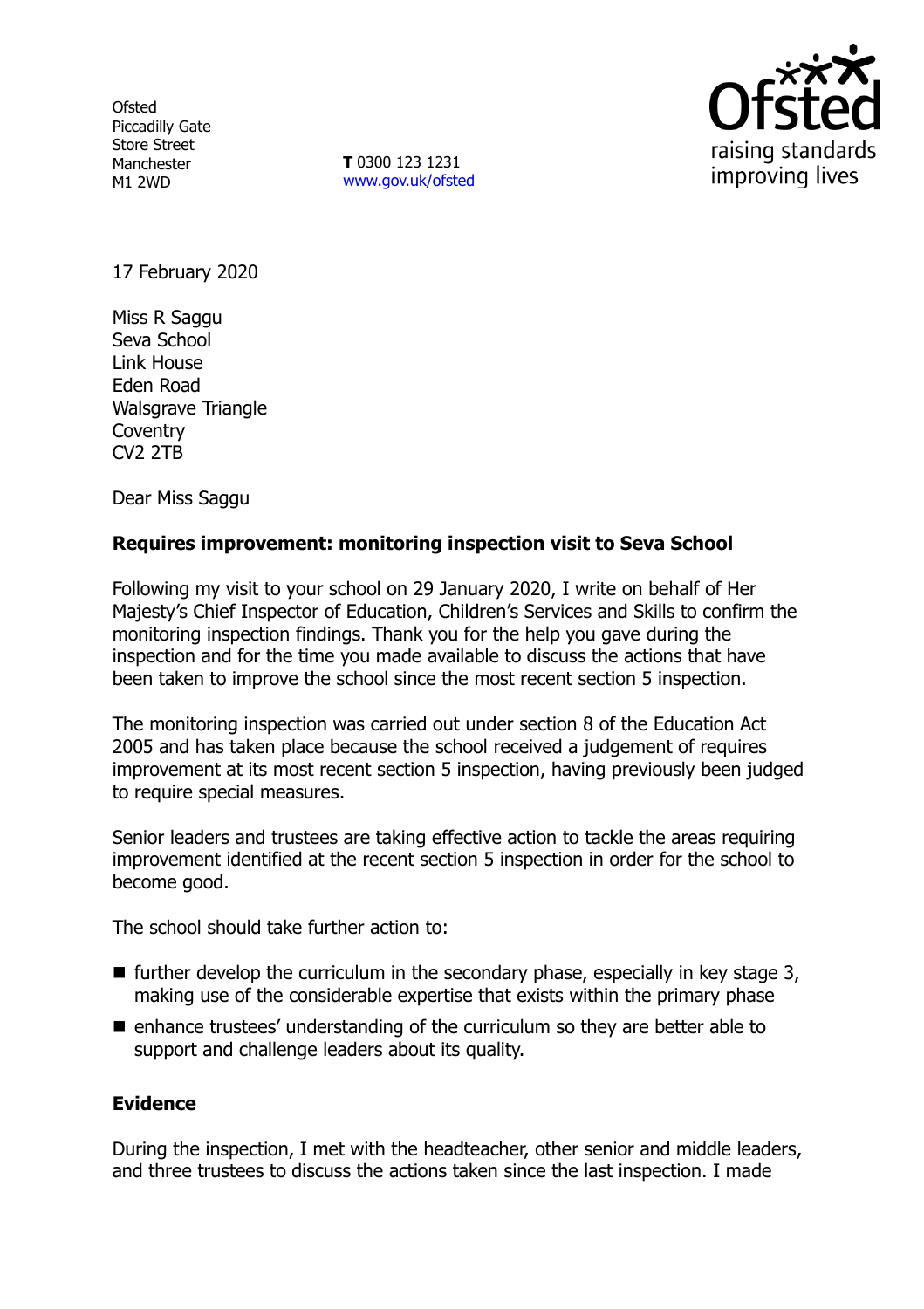Ofsted
Piccadilly Gate
Store Street
Manchester
M1 2WD

**T** 0300 123 1231
www.gov.uk/ofsted

17 February 2020

Miss R Saggu
Seva School
Link House
Eden Road
Walsgrave Triangle
Coventry
CV2 2TB

Dear Miss Saggu

**Requires improvement: monitoring inspection visit to Seva School**

Following my visit to your school on 29 January 2020, I write on behalf of Her Majesty's Chief Inspector of Education, Children's Services and Skills to confirm the monitoring inspection findings. Thank you for the help you gave during the inspection and for the time you made available to discuss the actions that have been taken to improve the school since the most recent section 5 inspection.

The monitoring inspection was carried out under section 8 of the Education Act 2005 and has taken place because the school received a judgement of requires improvement at its most recent section 5 inspection, having previously been judged to require special measures.

Senior leaders and trustees are taking effective action to tackle the areas requiring improvement identified at the recent section 5 inspection in order for the school to become good.

The school should take further action to:

- further develop the curriculum in the secondary phase, especially in key stage 3, making use of the considerable expertise that exists within the primary phase
- enhance trustees' understanding of the curriculum so they are better able to support and challenge leaders about its quality.

**Evidence**

During the inspection, I met with the headteacher, other senior and middle leaders, and three trustees to discuss the actions taken since the last inspection. I made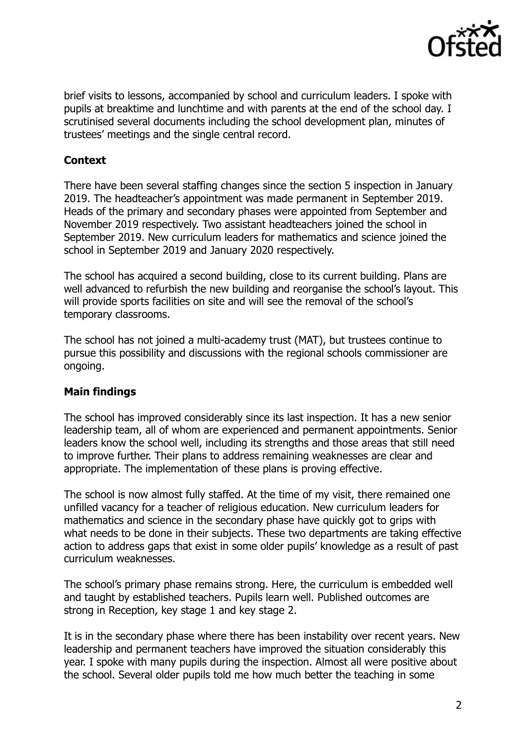brief visits to lessons, accompanied by school and curriculum leaders. I spoke with pupils at breaktime and lunchtime and with parents at the end of the school day. I scrutinised several documents including the school development plan, minutes of trustees' meetings and the single central record.

**Context**

There have been several staffing changes since the section 5 inspection in January 2019. The headteacher's appointment was made permanent in September 2019. Heads of the primary and secondary phases were appointed from September and November 2019 respectively. Two assistant headteachers joined the school in September 2019. New curriculum leaders for mathematics and science joined the school in September 2019 and January 2020 respectively.

The school has acquired a second building, close to its current building. Plans are well advanced to refurbish the new building and reorganise the school's layout. This will provide sports facilities on site and will see the removal of the school's temporary classrooms.

The school has not joined a multi-academy trust (MAT), but trustees continue to pursue this possibility and discussions with the regional schools commissioner are ongoing.

**Main findings**

The school has improved considerably since its last inspection. It has a new senior leadership team, all of whom are experienced and permanent appointments. Senior leaders know the school well, including its strengths and those areas that still need to improve further. Their plans to address remaining weaknesses are clear and appropriate. The implementation of these plans is proving effective.

The school is now almost fully staffed. At the time of my visit, there remained one unfilled vacancy for a teacher of religious education. New curriculum leaders for mathematics and science in the secondary phase have quickly got to grips with what needs to be done in their subjects. These two departments are taking effective action to address gaps that exist in some older pupils' knowledge as a result of past curriculum weaknesses.

The school's primary phase remains strong. Here, the curriculum is embedded well and taught by established teachers. Pupils learn well. Published outcomes are strong in Reception, key stage 1 and key stage 2.

It is in the secondary phase where there has been instability over recent years. New leadership and permanent teachers have improved the situation considerably this year. I spoke with many pupils during the inspection. Almost all were positive about the school. Several older pupils told me how much better the teaching in some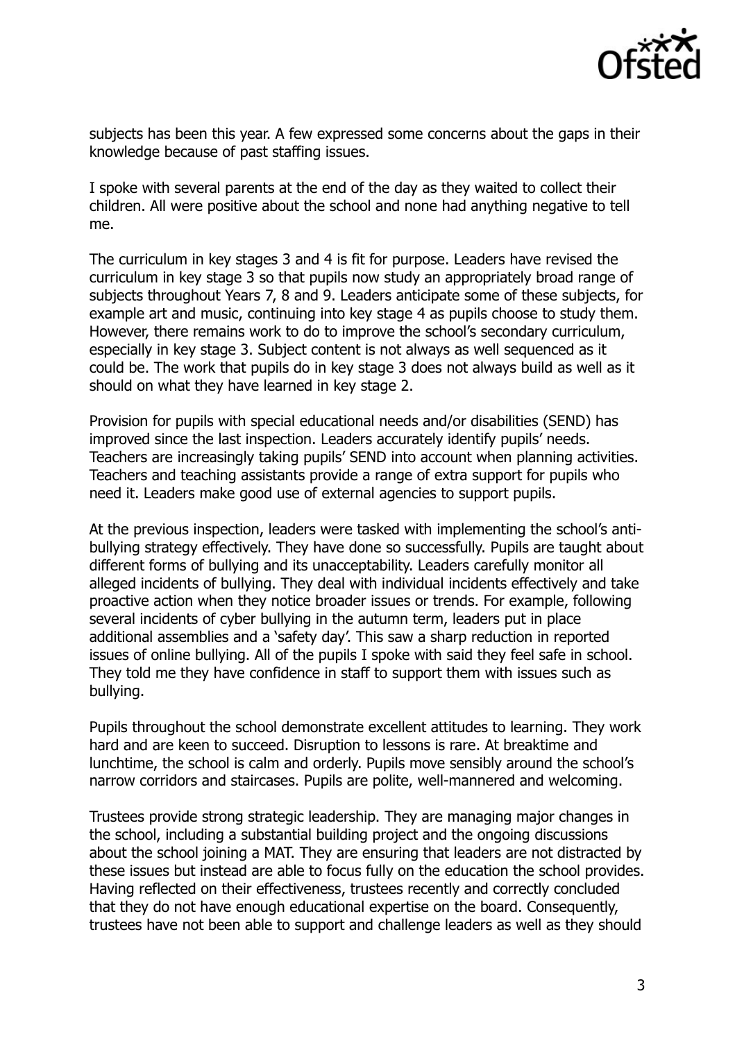subjects has been this year. A few expressed some concerns about the gaps in their knowledge because of past staffing issues.

I spoke with several parents at the end of the day as they waited to collect their children. All were positive about the school and none had anything negative to tell me.

The curriculum in key stages 3 and 4 is fit for purpose. Leaders have revised the curriculum in key stage 3 so that pupils now study an appropriately broad range of subjects throughout Years 7, 8 and 9. Leaders anticipate some of these subjects, for example art and music, continuing into key stage 4 as pupils choose to study them. However, there remains work to do to improve the school's secondary curriculum, especially in key stage 3. Subject content is not always as well sequenced as it could be. The work that pupils do in key stage 3 does not always build as well as it should on what they have learned in key stage 2.

Provision for pupils with special educational needs and/or disabilities (SEND) has improved since the last inspection. Leaders accurately identify pupils' needs. Teachers are increasingly taking pupils' SEND into account when planning activities. Teachers and teaching assistants provide a range of extra support for pupils who need it. Leaders make good use of external agencies to support pupils.

At the previous inspection, leaders were tasked with implementing the school's anti-bullying strategy effectively. They have done so successfully. Pupils are taught about different forms of bullying and its unacceptability. Leaders carefully monitor all alleged incidents of bullying. They deal with individual incidents effectively and take proactive action when they notice broader issues or trends. For example, following several incidents of cyber bullying in the autumn term, leaders put in place additional assemblies and a 'safety day'. This saw a sharp reduction in reported issues of online bullying. All of the pupils I spoke with said they feel safe in school. They told me they have confidence in staff to support them with issues such as bullying.

Pupils throughout the school demonstrate excellent attitudes to learning. They work hard and are keen to succeed. Disruption to lessons is rare. At breaktime and lunchtime, the school is calm and orderly. Pupils move sensibly around the school's narrow corridors and staircases. Pupils are polite, well-mannered and welcoming.

Trustees provide strong strategic leadership. They are managing major changes in the school, including a substantial building project and the ongoing discussions about the school joining a MAT. They are ensuring that leaders are not distracted by these issues but instead are able to focus fully on the education the school provides. Having reflected on their effectiveness, trustees recently and correctly concluded that they do not have enough educational expertise on the board. Consequently, trustees have not been able to support and challenge leaders as well as they should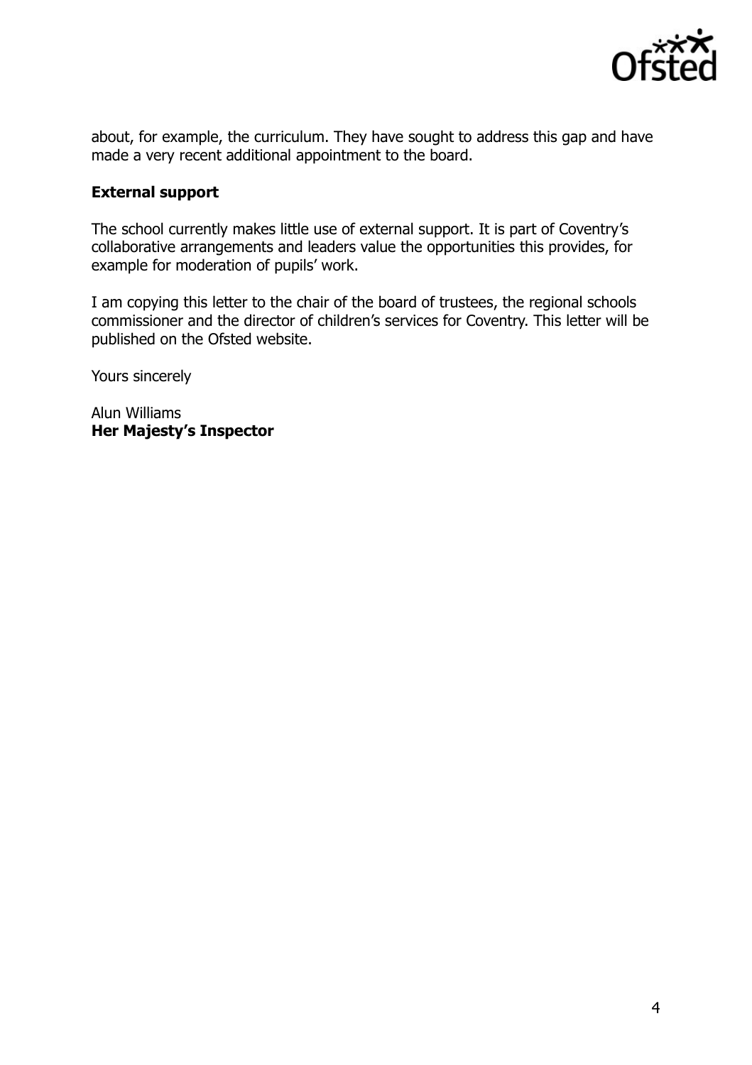about, for example, the curriculum. They have sought to address this gap and have made a very recent additional appointment to the board.

**External support**

The school currently makes little use of external support. It is part of Coventry's collaborative arrangements and leaders value the opportunities this provides, for example for moderation of pupils' work.

I am copying this letter to the chair of the board of trustees, the regional schools commissioner and the director of children's services for Coventry. This letter will be published on the Ofsted website.

Yours sincerely

Alun Williams
**Her Majesty's Inspector**